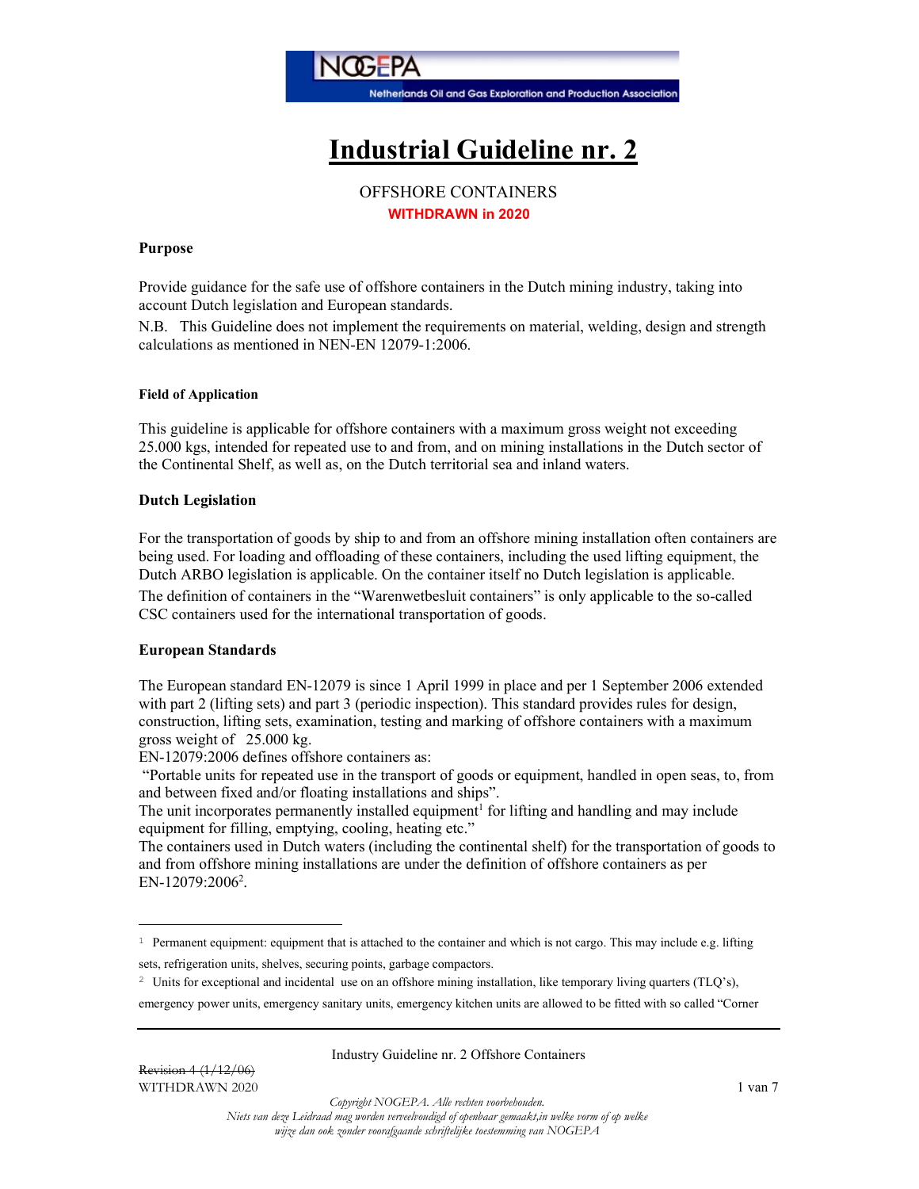# Industrial Guideline nr. 2

OFFSHORE CONTAINERS

**WITHDRAWN in 2020**

## Purpose

Provide guidance for the safe use of offshore containers in the Dutch mining industry, taking into account Dutch legislation and European standards.

N.B. This Guideline does not implement the requirements on material, welding, design and strength calculations as mentioned in NEN-EN 12079-1:2006.

### Field of Application

This guideline is applicable for offshore containers with a maximum gross weight not exceeding 25.000 kgs, intended for repeated use to and from, and on mining installations in the Dutch sector of the Continental Shelf, as well as, on the Dutch territorial sea and inland waters.

## Dutch Legislation

For the transportation of goods by ship to and from an offshore mining installation often containers are being used. For loading and offloading of these containers, including the used lifting equipment, the Dutch ARBO legislation is applicable. On the container itself no Dutch legislation is applicable.

The definition of containers in the "Warenwetbesluit containers" is only applicable to the so-called CSC containers used for the international transportation of goods.

## European Standards

The European standard EN-12079 is since 1 April 1999 in place and per 1 September 2006 extended with part 2 (lifting sets) and part 3 (periodic inspection). This standard provides rules for design, construction, lifting sets, examination, testing and marking of offshore containers with a maximum gross weight of 25.000 kg.

EN-12079:2006 defines offshore containers as:

"Portable units for repeated use in the transport of goods or equipment, handled in open seas, to, from and between fixed and/or floating installations and ships".

The unit incorporates permanently installed equipment[1] for lifting and handling and may include equipment for filling, emptying, cooling, heating etc."

The containers used in Dutch waters (including the continental shelf) for the transportation of goods to and from offshore mining installations are under the definition of offshore containers as per EN-12079:2006[2].

---

[1] Permanent equipment: equipment that is attached to the container and which is not cargo. This may include e.g. lifting sets, refrigeration units, shelves, securing points, garbage compactors.

[2] Units for exceptional and incidental use on an offshore mining installation, like temporary living quarters (TLQ's), emergency power units, emergency sanitary units, emergency kitchen units are allowed to be fitted with so called "Corner

---

Revision 4 (1/12/06)
WITHDRAWN 2020

*Copyright NOGEPA. Alle rechten voorbehouden.*
*Niets van deze Leidraad mag worden verveelvoudigd of openbaar gemaakt,in welke vorm of op welke wijze dan ook zonder voorafgaande schriftelijke toestemming van NOGEPA*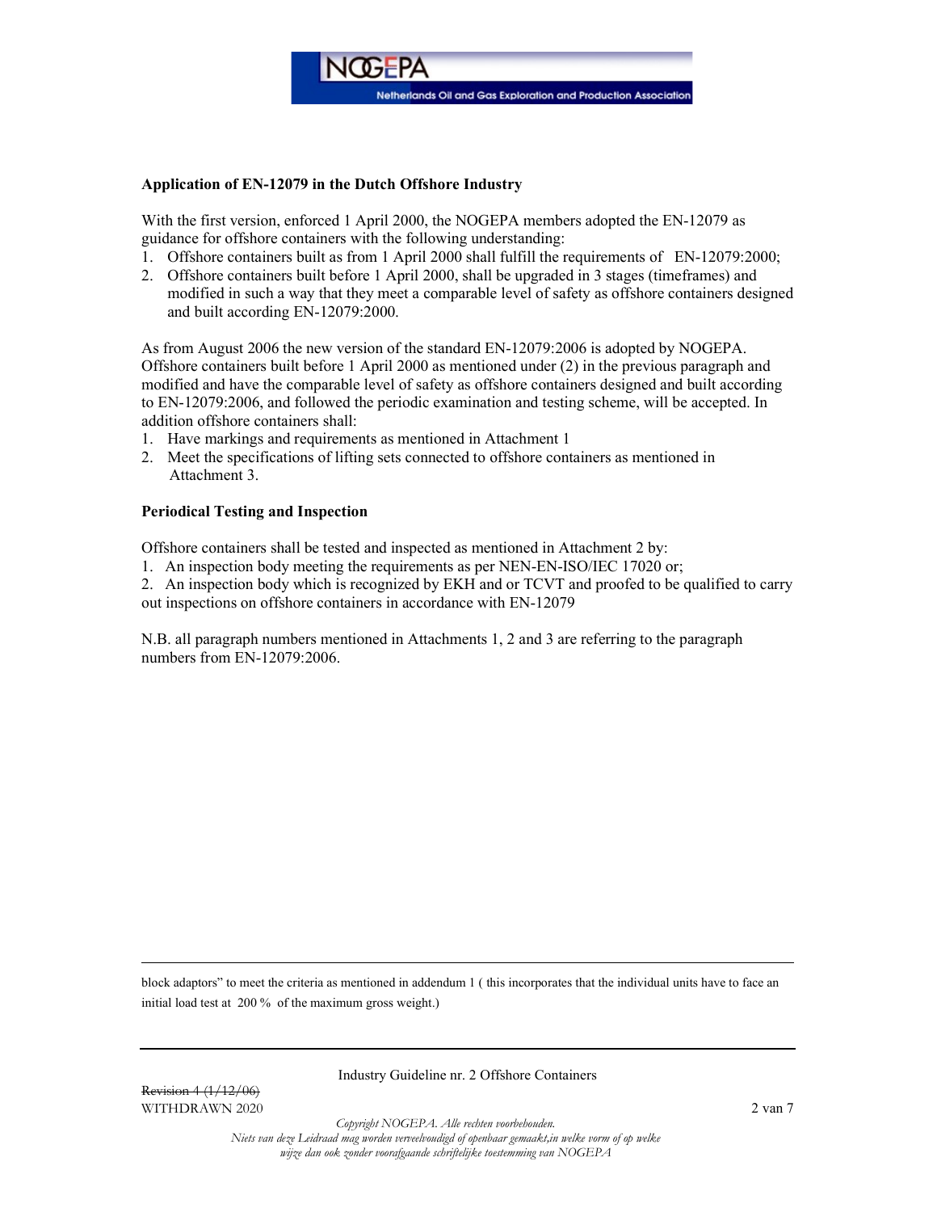**Application of EN-12079 in the Dutch Offshore Industry**

With the first version, enforced 1 April 2000, the NOGEPA members adopted the EN-12079 as guidance for offshore containers with the following understanding:

1. Offshore containers built as from 1 April 2000 shall fulfill the requirements of EN-12079:2000;
2. Offshore containers built before 1 April 2000, shall be upgraded in 3 stages (timeframes) and modified in such a way that they meet a comparable level of safety as offshore containers designed and built according EN-12079:2000.

As from August 2006 the new version of the standard EN-12079:2006 is adopted by NOGEPA. Offshore containers built before 1 April 2000 as mentioned under (2) in the previous paragraph and modified and have the comparable level of safety as offshore containers designed and built according to EN-12079:2006, and followed the periodic examination and testing scheme, will be accepted. In addition offshore containers shall:

1. Have markings and requirements as mentioned in Attachment 1
2. Meet the specifications of lifting sets connected to offshore containers as mentioned in Attachment 3.

**Periodical Testing and Inspection**

Offshore containers shall be tested and inspected as mentioned in Attachment 2 by:

1. An inspection body meeting the requirements as per NEN-EN-ISO/IEC 17020 or;
2. An inspection body which is recognized by EKH and or TCVT and proofed to be qualified to carry out inspections on offshore containers in accordance with EN-12079

N.B. all paragraph numbers mentioned in Attachments 1, 2 and 3 are referring to the paragraph numbers from EN-12079:2006.

---

block adaptors" to meet the criteria as mentioned in addendum 1 ( this incorporates that the individual units have to face an initial load test at 200 % of the maximum gross weight.)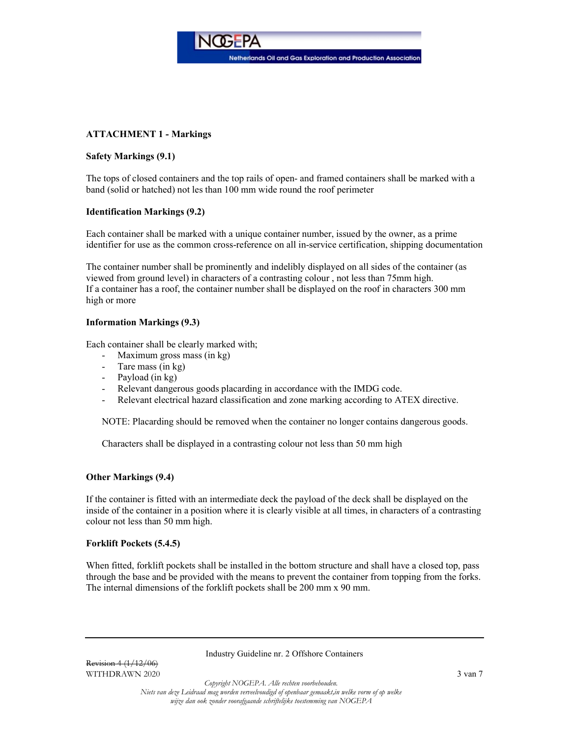## ATTACHMENT 1 - Markings

### Safety Markings (9.1)

The tops of closed containers and the top rails of open- and framed containers shall be marked with a band (solid or hatched) not les than 100 mm wide round the roof perimeter

### Identification Markings (9.2)

Each container shall be marked with a unique container number, issued by the owner, as a prime identifier for use as the common cross-reference on all in-service certification, shipping documentation

The container number shall be prominently and indelibly displayed on all sides of the container (as viewed from ground level) in characters of a contrasting colour , not less than 75mm high.
If a container has a roof, the container number shall be displayed on the roof in characters 300 mm high or more

### Information Markings (9.3)

Each container shall be clearly marked with;

- Maximum gross mass (in kg)
- Tare mass (in kg)
- Payload (in kg)
- Relevant dangerous goods placarding in accordance with the IMDG code.
- Relevant electrical hazard classification and zone marking according to ATEX directive.

NOTE: Placarding should be removed when the container no longer contains dangerous goods.

Characters shall be displayed in a contrasting colour not less than 50 mm high

### Other Markings (9.4)

If the container is fitted with an intermediate deck the payload of the deck shall be displayed on the inside of the container in a position where it is clearly visible at all times, in characters of a contrasting colour not less than 50 mm high.

### Forklift Pockets (5.4.5)

When fitted, forklift pockets shall be installed in the bottom structure and shall have a closed top, pass through the base and be provided with the means to prevent the container from topping from the forks. The internal dimensions of the forklift pockets shall be 200 mm x 90 mm.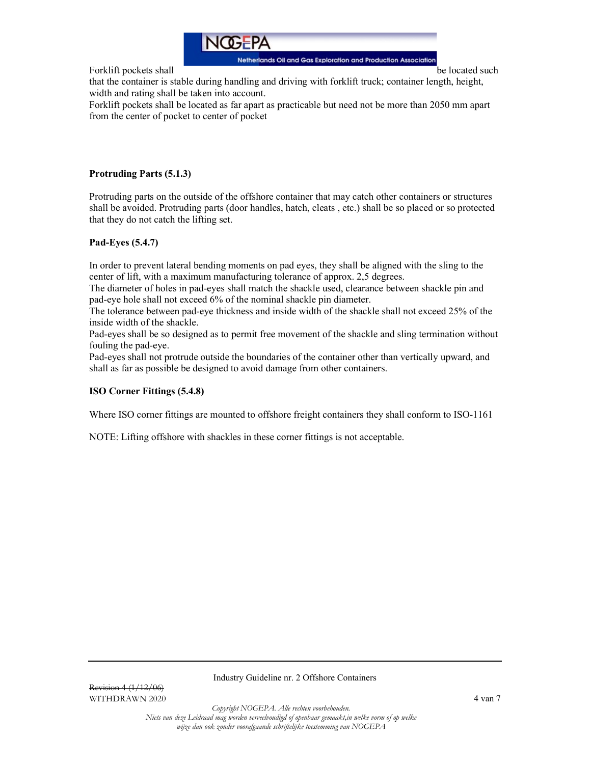Forklift pockets shall be located such that the container is stable during handling and driving with forklift truck; container length, height, width and rating shall be taken into account.

Forklift pockets shall be located as far apart as practicable but need not be more than 2050 mm apart from the center of pocket to center of pocket

### Protruding Parts (5.1.3)

Protruding parts on the outside of the offshore container that may catch other containers or structures shall be avoided. Protruding parts (door handles, hatch, cleats , etc.) shall be so placed or so protected that they do not catch the lifting set.

### Pad-Eyes (5.4.7)

In order to prevent lateral bending moments on pad eyes, they shall be aligned with the sling to the center of lift, with a maximum manufacturing tolerance of approx. 2,5 degrees.

The diameter of holes in pad-eyes shall match the shackle used, clearance between shackle pin and pad-eye hole shall not exceed 6% of the nominal shackle pin diameter.

The tolerance between pad-eye thickness and inside width of the shackle shall not exceed 25% of the inside width of the shackle.

Pad-eyes shall be so designed as to permit free movement of the shackle and sling termination without fouling the pad-eye.

Pad-eyes shall not protrude outside the boundaries of the container other than vertically upward, and shall as far as possible be designed to avoid damage from other containers.

### ISO Corner Fittings (5.4.8)

Where ISO corner fittings are mounted to offshore freight containers they shall conform to ISO-1161

NOTE: Lifting offshore with shackles in these corner fittings is not acceptable.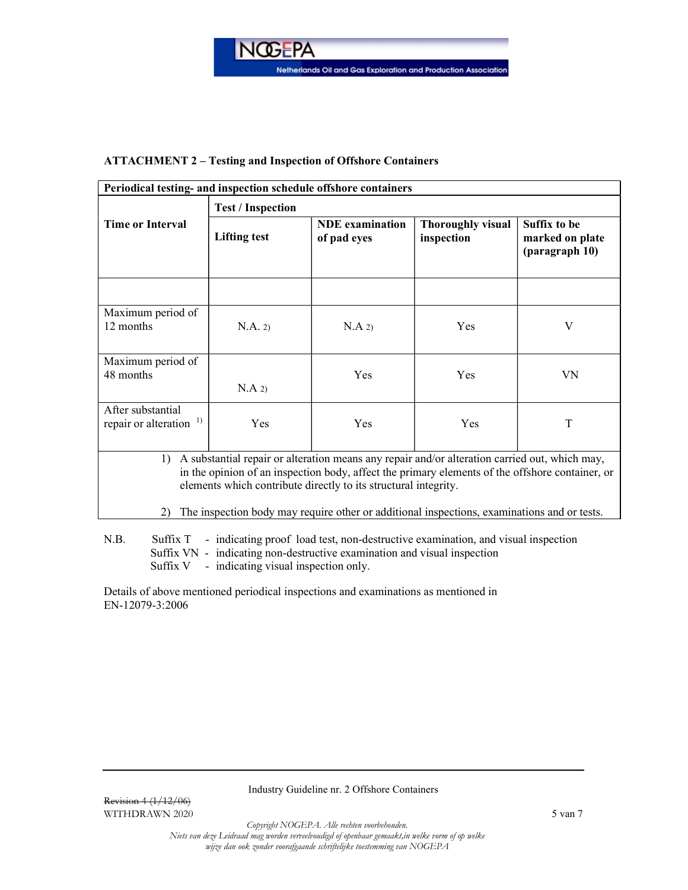## ATTACHMENT 2 – Testing and Inspection of Offshore Containers

| **Periodical testing- and inspection schedule offshore containers** | | | | |
|---|---|---|---|---|
| **Time or Interval** | **Test / Inspection** | | | |
| | **Lifting test** | **NDE examination of pad eyes** | **Thoroughly visual inspection** | **Suffix to be marked on plate (paragraph 10)** |
| | | | | |
| Maximum period of 12 months | N.A. 2) | N.A 2) | Yes | V |
| Maximum period of 48 months | N.A 2) | Yes | Yes | VN |
| After substantial repair or alteration 1) | Yes | Yes | Yes | T |

1) A substantial repair or alteration means any repair and/or alteration carried out, which may, in the opinion of an inspection body, affect the primary elements of the offshore container, or elements which contribute directly to its structural integrity.

2) The inspection body may require other or additional inspections, examinations and or tests.

N.B. Suffix T - indicating proof load test, non-destructive examination, and visual inspection
Suffix VN - indicating non-destructive examination and visual inspection
Suffix V - indicating visual inspection only.

Details of above mentioned periodical inspections and examinations as mentioned in EN-12079-3:2006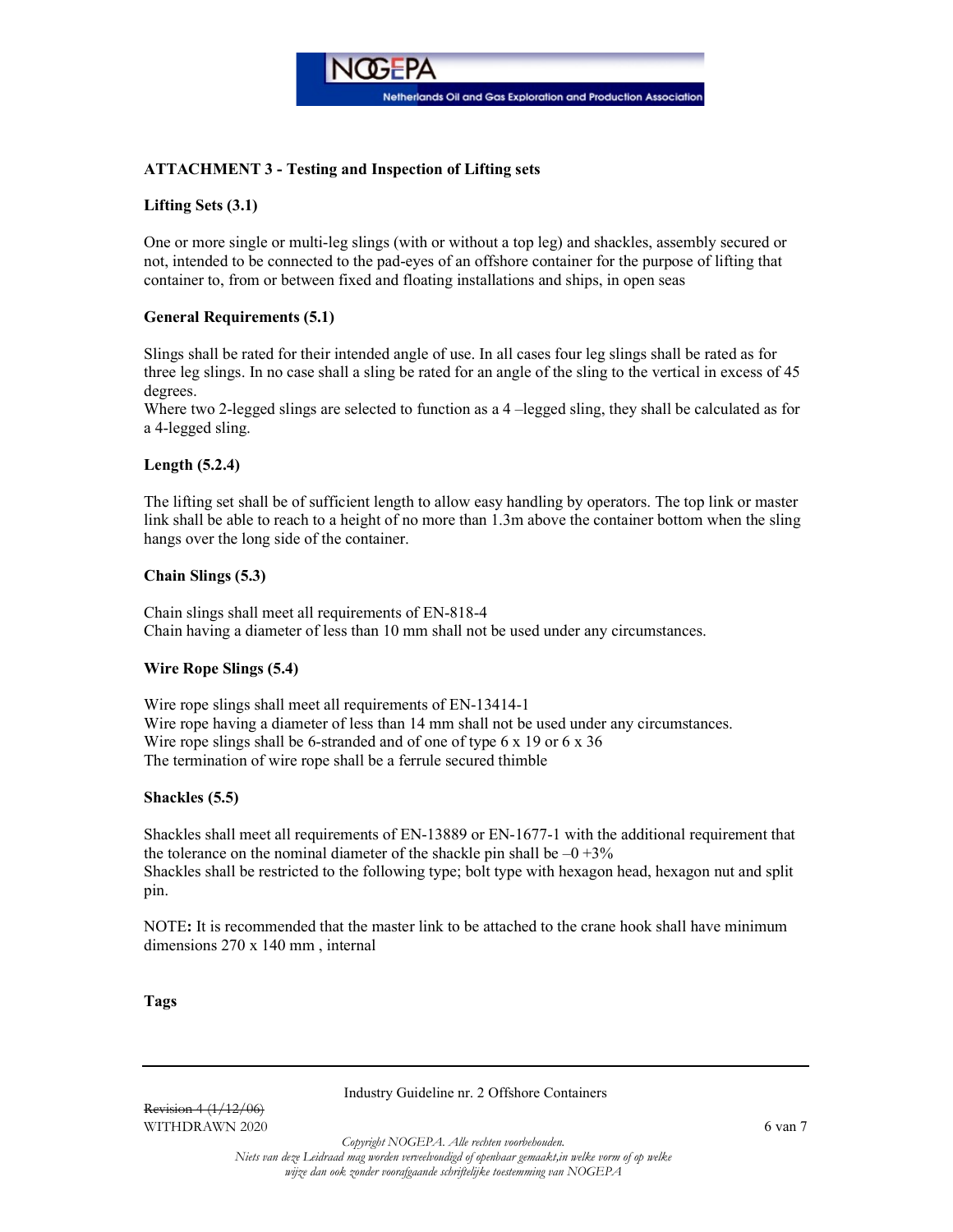## ATTACHMENT 3 - Testing and Inspection of Lifting sets

### Lifting Sets (3.1)

One or more single or multi-leg slings (with or without a top leg) and shackles, assembly secured or not, intended to be connected to the pad-eyes of an offshore container for the purpose of lifting that container to, from or between fixed and floating installations and ships, in open seas

### General Requirements (5.1)

Slings shall be rated for their intended angle of use. In all cases four leg slings shall be rated as for three leg slings. In no case shall a sling be rated for an angle of the sling to the vertical in excess of 45 degrees.
Where two 2-legged slings are selected to function as a 4 –legged sling, they shall be calculated as for a 4-legged sling.

### Length (5.2.4)

The lifting set shall be of sufficient length to allow easy handling by operators. The top link or master link shall be able to reach to a height of no more than 1.3m above the container bottom when the sling hangs over the long side of the container.

### Chain Slings (5.3)

Chain slings shall meet all requirements of EN-818-4
Chain having a diameter of less than 10 mm shall not be used under any circumstances.

### Wire Rope Slings (5.4)

Wire rope slings shall meet all requirements of EN-13414-1
Wire rope having a diameter of less than 14 mm shall not be used under any circumstances.
Wire rope slings shall be 6-stranded and of one of type 6 x 19 or 6 x 36
The termination of wire rope shall be a ferrule secured thimble

### Shackles (5.5)

Shackles shall meet all requirements of EN-13889 or EN-1677-1 with the additional requirement that the tolerance on the nominal diameter of the shackle pin shall be –0 +3%
Shackles shall be restricted to the following type; bolt type with hexagon head, hexagon nut and split pin.

NOTE**:** It is recommended that the master link to be attached to the crane hook shall have minimum dimensions 270 x 140 mm , internal

### Tags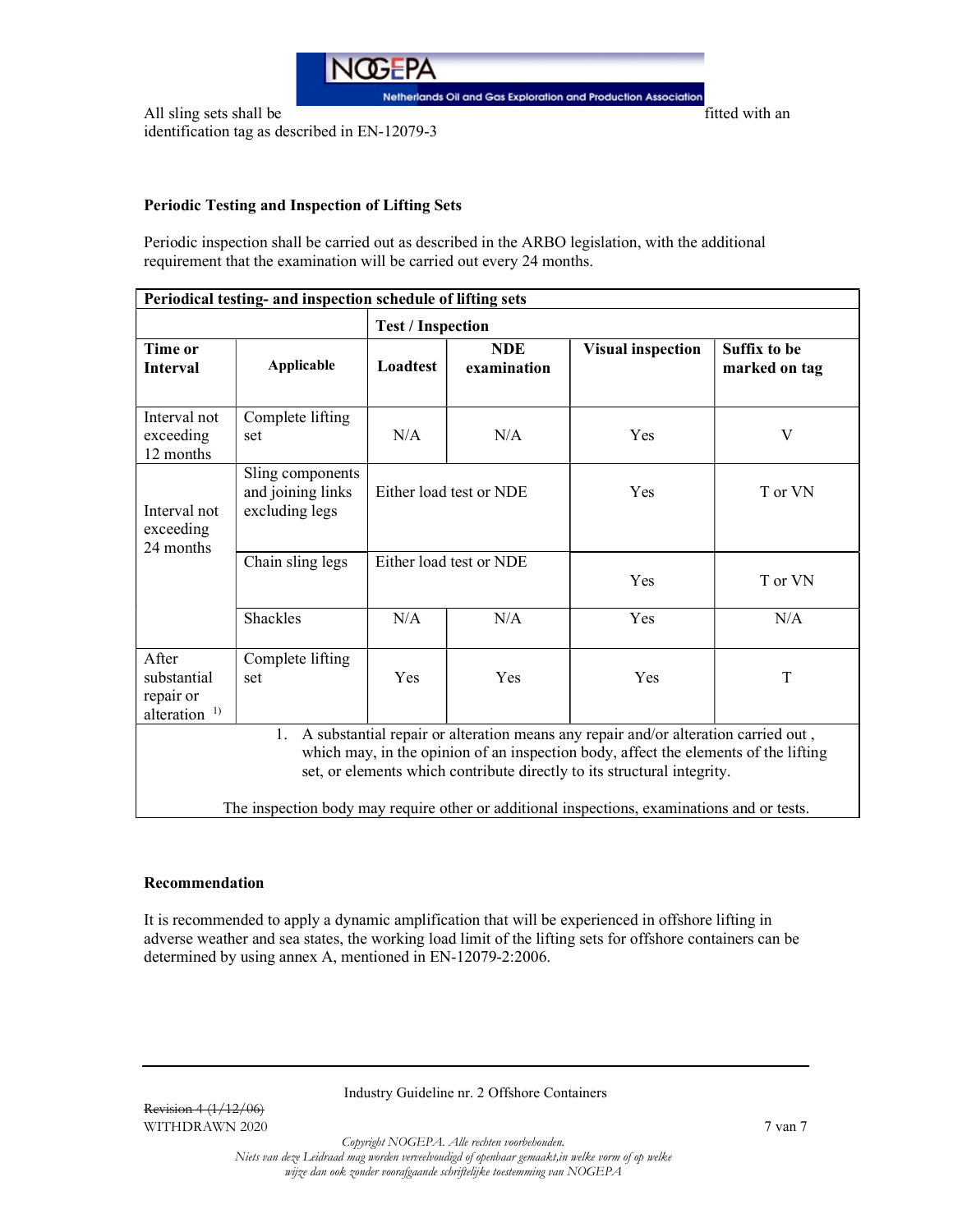All sling sets shall be fitted with an identification tag as described in EN-12079-3

**Periodic Testing and Inspection of Lifting Sets**

Periodic inspection shall be carried out as described in the ARBO legislation, with the additional requirement that the examination will be carried out every 24 months.

| **Periodical testing- and inspection schedule of lifting sets** | | | | | |
|---|---|---|---|---|---|
| | | **Test / Inspection** | | | |
| **Time or Interval** | **Applicable** | **Loadtest** | **NDE examination** | **Visual inspection** | **Suffix to be marked on tag** |
| Interval not exceeding 12 months | Complete lifting set | N/A | N/A | Yes | V |
| Interval not exceeding 24 months | Sling components and joining links excluding legs | Either load test or NDE | | Yes | T or VN |
| | Chain sling legs | Either load test or NDE | | Yes | T or VN |
| | Shackles | N/A | N/A | Yes | N/A |
| After substantial repair or alteration [1] | Complete lifting set | Yes | Yes | Yes | T |

1. A substantial repair or alteration means any repair and/or alteration carried out , which may, in the opinion of an inspection body, affect the elements of the lifting set, or elements which contribute directly to its structural integrity.

The inspection body may require other or additional inspections, examinations and or tests.

**Recommendation**

It is recommended to apply a dynamic amplification that will be experienced in offshore lifting in adverse weather and sea states, the working load limit of the lifting sets for offshore containers can be determined by using annex A, mentioned in EN-12079-2:2006.